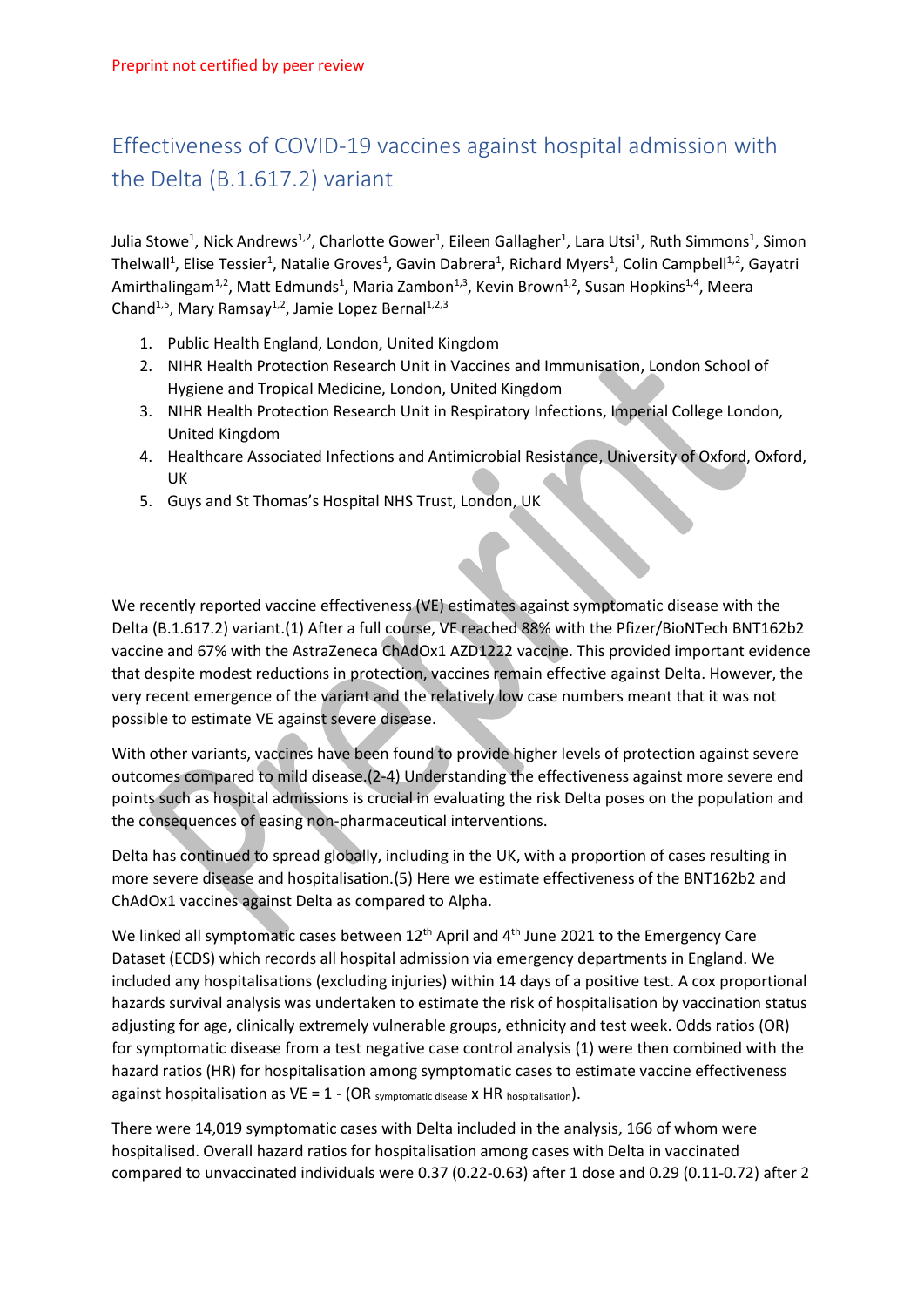Preprint not certified by peer review

# Effectiveness of COVID-19 vaccines against hospital admission with the Delta (B.1.617.2) variant

Julia Stowe[1], Nick Andrews[1,2], Charlotte Gower[1], Eileen Gallagher[1], Lara Utsi[1], Ruth Simmons[1], Simon Thelwall[1], Elise Tessier[1], Natalie Groves[1], Gavin Dabrera[1], Richard Myers[1], Colin Campbell[1,2], Gayatri Amirthalingam[1,2], Matt Edmunds[1], Maria Zambon[1,3], Kevin Brown[1,2], Susan Hopkins[1,4], Meera Chand[1,5], Mary Ramsay[1,2], Jamie Lopez Bernal[1,2,3]

1. Public Health England, London, United Kingdom
2. NIHR Health Protection Research Unit in Vaccines and Immunisation, London School of Hygiene and Tropical Medicine, London, United Kingdom
3. NIHR Health Protection Research Unit in Respiratory Infections, Imperial College London, United Kingdom
4. Healthcare Associated Infections and Antimicrobial Resistance, University of Oxford, Oxford, UK
5. Guys and St Thomas's Hospital NHS Trust, London, UK

We recently reported vaccine effectiveness (VE) estimates against symptomatic disease with the Delta (B.1.617.2) variant.(1) After a full course, VE reached 88% with the Pfizer/BioNTech BNT162b2 vaccine and 67% with the AstraZeneca ChAdOx1 AZD1222 vaccine. This provided important evidence that despite modest reductions in protection, vaccines remain effective against Delta. However, the very recent emergence of the variant and the relatively low case numbers meant that it was not possible to estimate VE against severe disease.

With other variants, vaccines have been found to provide higher levels of protection against severe outcomes compared to mild disease.(2-4) Understanding the effectiveness against more severe end points such as hospital admissions is crucial in evaluating the risk Delta poses on the population and the consequences of easing non-pharmaceutical interventions.

Delta has continued to spread globally, including in the UK, with a proportion of cases resulting in more severe disease and hospitalisation.(5) Here we estimate effectiveness of the BNT162b2 and ChAdOx1 vaccines against Delta as compared to Alpha.

We linked all symptomatic cases between 12th April and 4th June 2021 to the Emergency Care Dataset (ECDS) which records all hospital admission via emergency departments in England. We included any hospitalisations (excluding injuries) within 14 days of a positive test. A cox proportional hazards survival analysis was undertaken to estimate the risk of hospitalisation by vaccination status adjusting for age, clinically extremely vulnerable groups, ethnicity and test week. Odds ratios (OR) for symptomatic disease from a test negative case control analysis (1) were then combined with the hazard ratios (HR) for hospitalisation among symptomatic cases to estimate vaccine effectiveness against hospitalisation as $VE = 1 - (OR_{\text{symptomatic disease}} \times HR_{\text{hospitalisation}})$.

There were 14,019 symptomatic cases with Delta included in the analysis, 166 of whom were hospitalised. Overall hazard ratios for hospitalisation among cases with Delta in vaccinated compared to unvaccinated individuals were 0.37 (0.22-0.63) after 1 dose and 0.29 (0.11-0.72) after 2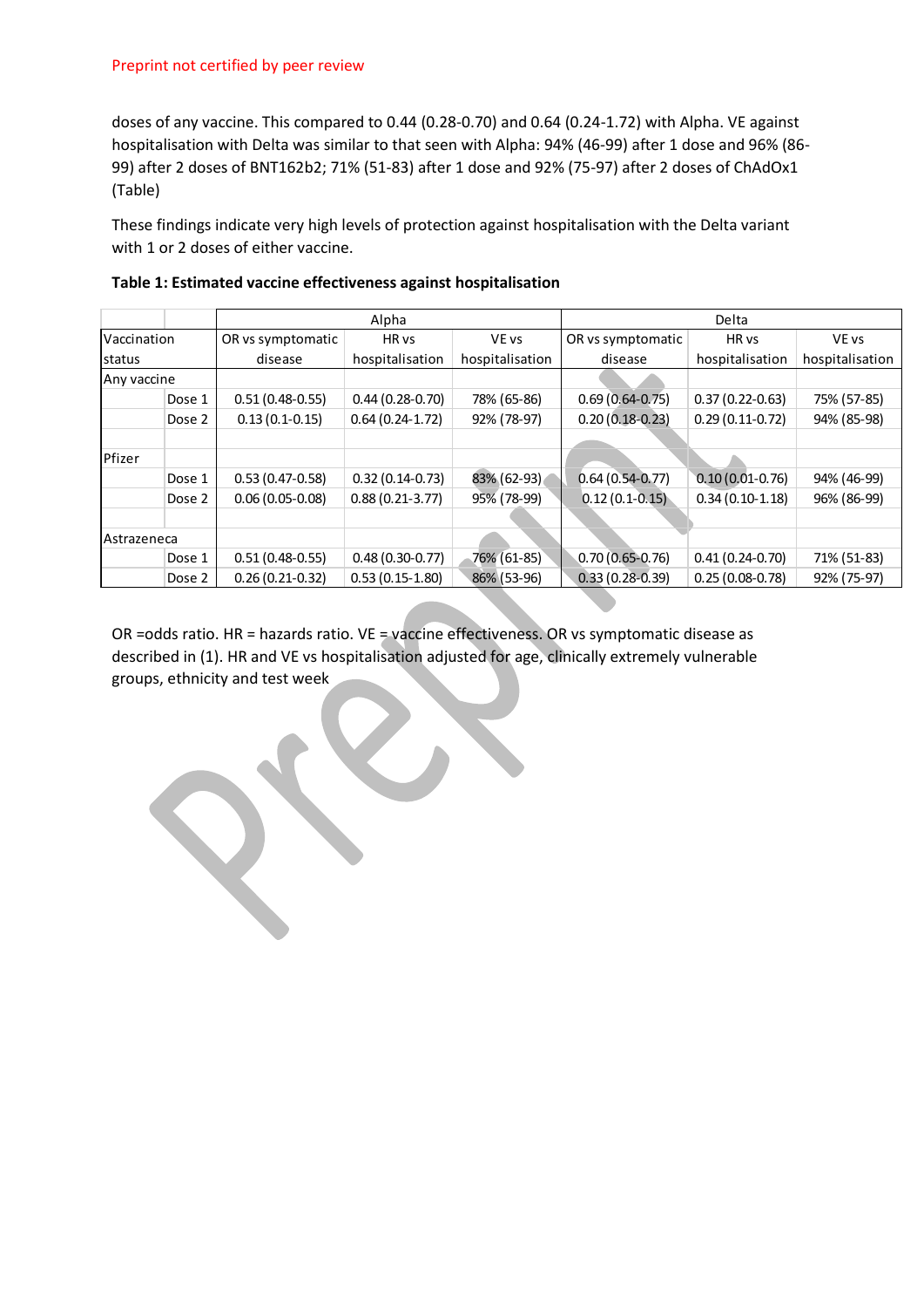doses of any vaccine. This compared to 0.44 (0.28-0.70) and 0.64 (0.24-1.72) with Alpha. VE against hospitalisation with Delta was similar to that seen with Alpha: 94% (46-99) after 1 dose and 96% (86-99) after 2 doses of BNT162b2; 71% (51-83) after 1 dose and 92% (75-97) after 2 doses of ChAdOx1 (Table)

These findings indicate very high levels of protection against hospitalisation with the Delta variant with 1 or 2 doses of either vaccine.

**Table 1: Estimated vaccine effectiveness against hospitalisation**

| | | Alpha | | | Delta | | |
|---|---|---|---|---|---|---|---|
| Vaccination status | | OR vs symptomatic disease | HR vs hospitalisation | VE vs hospitalisation | OR vs symptomatic disease | HR vs hospitalisation | VE vs hospitalisation |
| Any vaccine | | | | | | | |
| | Dose 1 | 0.51 (0.48-0.55) | 0.44 (0.28-0.70) | 78% (65-86) | 0.69 (0.64-0.75) | 0.37 (0.22-0.63) | 75% (57-85) |
| | Dose 2 | 0.13 (0.1-0.15) | 0.64 (0.24-1.72) | 92% (78-97) | 0.20 (0.18-0.23) | 0.29 (0.11-0.72) | 94% (85-98) |
| | | | | | | | |
| Pfizer | | | | | | | |
| | Dose 1 | 0.53 (0.47-0.58) | 0.32 (0.14-0.73) | 83% (62-93) | 0.64 (0.54-0.77) | 0.10 (0.01-0.76) | 94% (46-99) |
| | Dose 2 | 0.06 (0.05-0.08) | 0.88 (0.21-3.77) | 95% (78-99) | 0.12 (0.1-0.15) | 0.34 (0.10-1.18) | 96% (86-99) |
| | | | | | | | |
| Astrazeneca | | | | | | | |
| | Dose 1 | 0.51 (0.48-0.55) | 0.48 (0.30-0.77) | 76% (61-85) | 0.70 (0.65-0.76) | 0.41 (0.24-0.70) | 71% (51-83) |
| | Dose 2 | 0.26 (0.21-0.32) | 0.53 (0.15-1.80) | 86% (53-96) | 0.33 (0.28-0.39) | 0.25 (0.08-0.78) | 92% (75-97) |

OR =odds ratio. HR = hazards ratio. VE = vaccine effectiveness. OR vs symptomatic disease as described in (1). HR and VE vs hospitalisation adjusted for age, clinically extremely vulnerable groups, ethnicity and test week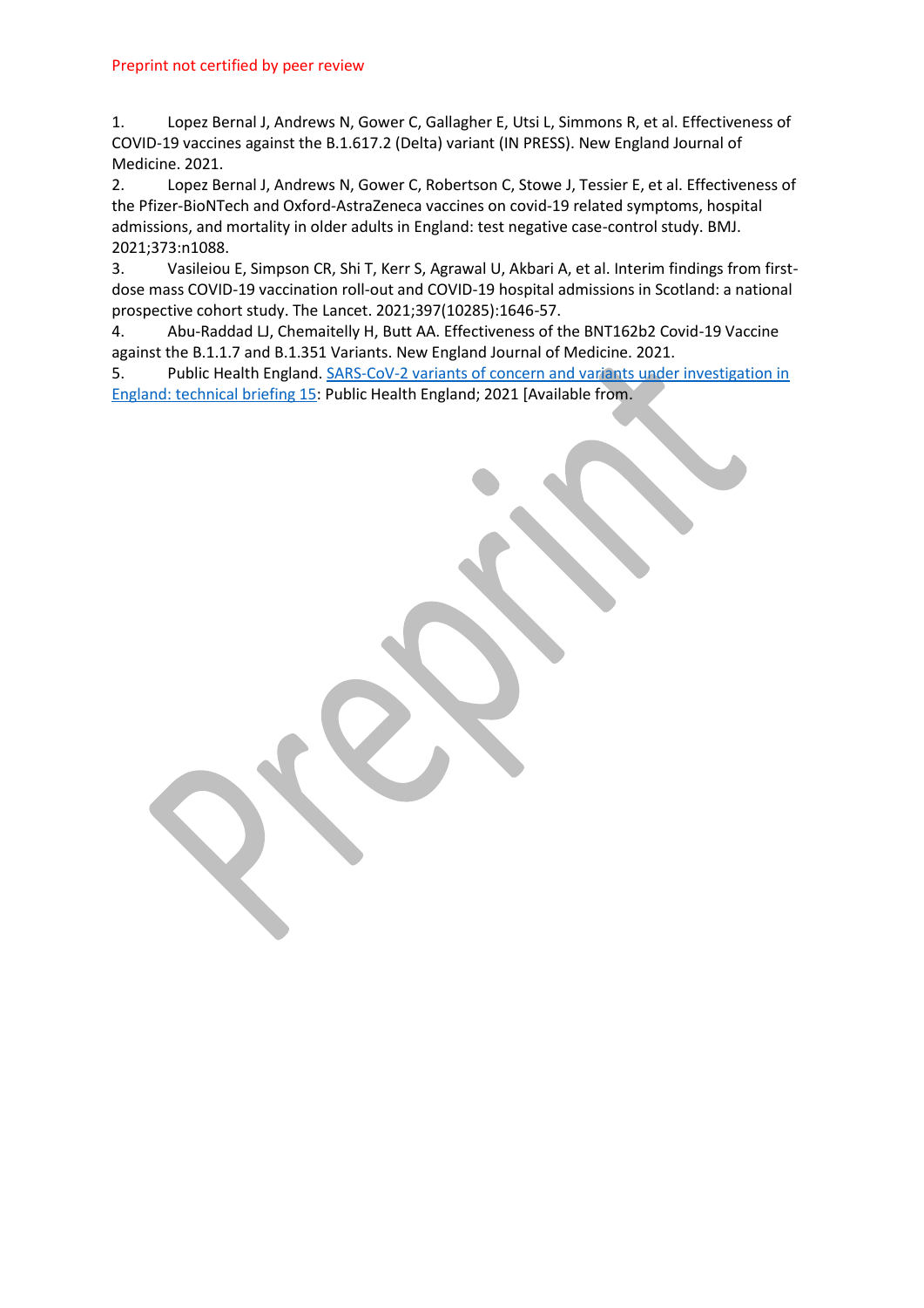1. Lopez Bernal J, Andrews N, Gower C, Gallagher E, Utsi L, Simmons R, et al. Effectiveness of COVID-19 vaccines against the B.1.617.2 (Delta) variant (IN PRESS). New England Journal of Medicine. 2021.
2. Lopez Bernal J, Andrews N, Gower C, Robertson C, Stowe J, Tessier E, et al. Effectiveness of the Pfizer-BioNTech and Oxford-AstraZeneca vaccines on covid-19 related symptoms, hospital admissions, and mortality in older adults in England: test negative case-control study. BMJ. 2021;373:n1088.
3. Vasileiou E, Simpson CR, Shi T, Kerr S, Agrawal U, Akbari A, et al. Interim findings from first-dose mass COVID-19 vaccination roll-out and COVID-19 hospital admissions in Scotland: a national prospective cohort study. The Lancet. 2021;397(10285):1646-57.
4. Abu-Raddad LJ, Chemaitelly H, Butt AA. Effectiveness of the BNT162b2 Covid-19 Vaccine against the B.1.1.7 and B.1.351 Variants. New England Journal of Medicine. 2021.
5. Public Health England. SARS-CoV-2 variants of concern and variants under investigation in England: technical briefing 15: Public Health England; 2021 [Available from.